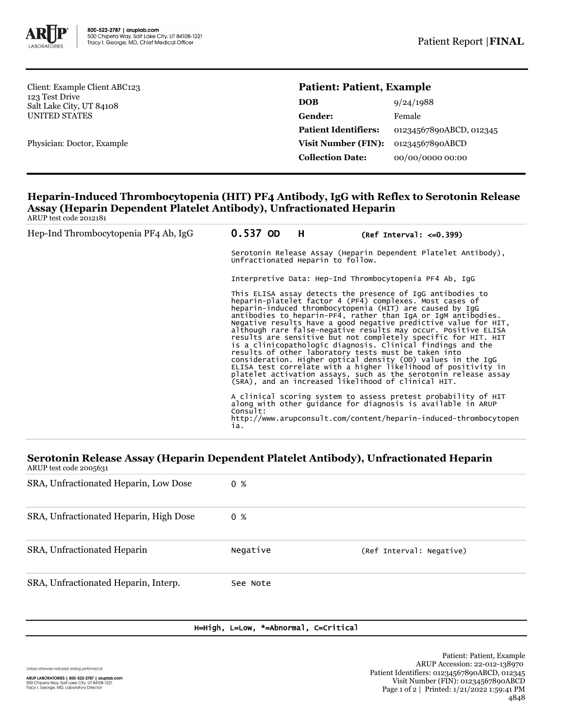Client: Example Client ABC123
123 Test Drive
Salt Lake City, UT 84108
UNITED STATES

Physician: Doctor, Example

## Patient: Patient, Example

| | |
|---|---|
| **DOB** | 9/24/1988 |
| **Gender:** | Female |
| **Patient Identifiers:** | 01234567890ABCD, 012345 |
| **Visit Number (FIN):** | 01234567890ABCD |
| **Collection Date:** | 00/00/0000 00:00 |

### Heparin-Induced Thrombocytopenia (HIT) PF4 Antibody, IgG with Reflex to Serotonin Release Assay (Heparin Dependent Platelet Antibody), Unfractionated Heparin

ARUP test code 2012181

| Test | Result | Flag | Reference |
|---|---|---|---|
| Hep-Ind Thrombocytopenia PF4 Ab, IgG | **0.537 OD** | **H** | **(Ref Interval: <=0.399)** |

Serotonin Release Assay (Heparin Dependent Platelet Antibody), Unfractionated Heparin to follow.

Interpretive Data: Hep-Ind Thrombocytopenia PF4 Ab, IgG

This ELISA assay detects the presence of IgG antibodies to heparin-platelet factor 4 (PF4) complexes. Most cases of heparin-induced thrombocytopenia (HIT) are caused by IgG antibodies to heparin-PF4, rather than IgA or IgM antibodies. Negative results have a good negative predictive value for HIT, although rare false-negative results may occur. Positive ELISA results are sensitive but not completely specific for HIT. HIT is a clinicopathologic diagnosis. Clinical findings and the results of other laboratory tests must be taken into consideration. Higher optical density (OD) values in the IgG ELISA test correlate with a higher likelihood of positivity in platelet activation assays, such as the serotonin release assay (SRA), and an increased likelihood of clinical HIT.

A clinical scoring system to assess pretest probability of HIT along with other guidance for diagnosis is available in ARUP Consult:
http://www.arupconsult.com/content/heparin-induced-thrombocytopenia.

### Serotonin Release Assay (Heparin Dependent Platelet Antibody), Unfractionated Heparin

ARUP test code 2005631

| Test | Result | Reference |
|---|---|---|
| SRA, Unfractionated Heparin, Low Dose | 0 % | |
| SRA, Unfractionated Heparin, High Dose | 0 % | |
| SRA, Unfractionated Heparin | Negative | (Ref Interval: Negative) |
| SRA, Unfractionated Heparin, Interp. | See Note | |

H=High, L=Low, *=Abnormal, C=Critical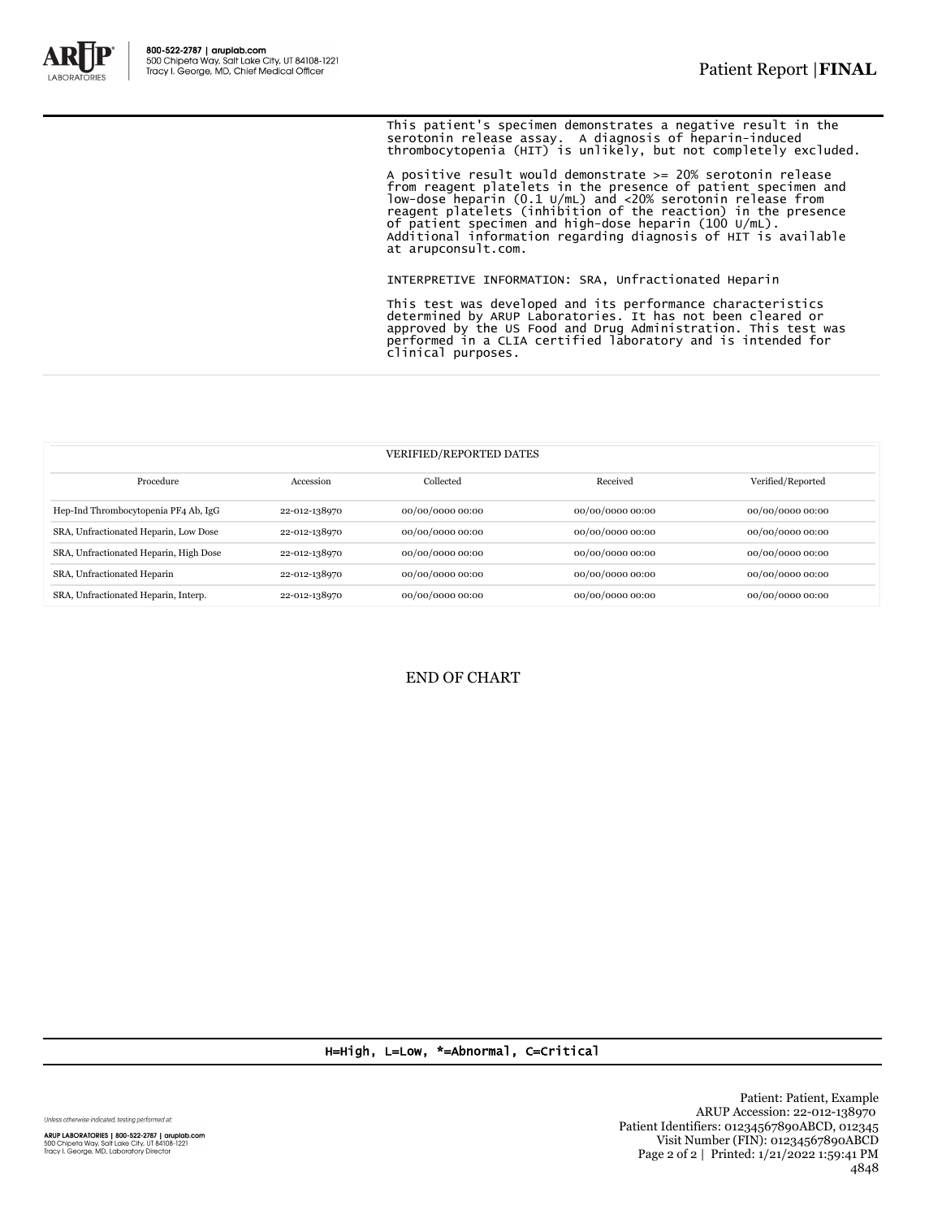This patient's specimen demonstrates a negative result in the serotonin release assay. A diagnosis of heparin-induced thrombocytopenia (HIT) is unlikely, but not completely excluded.

A positive result would demonstrate >= 20% serotonin release from reagent platelets in the presence of patient specimen and low-dose heparin (0.1 U/mL) and <20% serotonin release from reagent platelets (inhibition of the reaction) in the presence of patient specimen and high-dose heparin (100 U/mL). Additional information regarding diagnosis of HIT is available at arupconsult.com.

INTERPRETIVE INFORMATION: SRA, Unfractionated Heparin

This test was developed and its performance characteristics determined by ARUP Laboratories. It has not been cleared or approved by the US Food and Drug Administration. This test was performed in a CLIA certified laboratory and is intended for clinical purposes.

VERIFIED/REPORTED DATES

| Procedure | Accession | Collected | Received | Verified/Reported |
|---|---|---|---|---|
| Hep-Ind Thrombocytopenia PF4 Ab, IgG | 22-012-138970 | 00/00/0000 00:00 | 00/00/0000 00:00 | 00/00/0000 00:00 |
| SRA, Unfractionated Heparin, Low Dose | 22-012-138970 | 00/00/0000 00:00 | 00/00/0000 00:00 | 00/00/0000 00:00 |
| SRA, Unfractionated Heparin, High Dose | 22-012-138970 | 00/00/0000 00:00 | 00/00/0000 00:00 | 00/00/0000 00:00 |
| SRA, Unfractionated Heparin | 22-012-138970 | 00/00/0000 00:00 | 00/00/0000 00:00 | 00/00/0000 00:00 |
| SRA, Unfractionated Heparin, Interp. | 22-012-138970 | 00/00/0000 00:00 | 00/00/0000 00:00 | 00/00/0000 00:00 |

END OF CHART